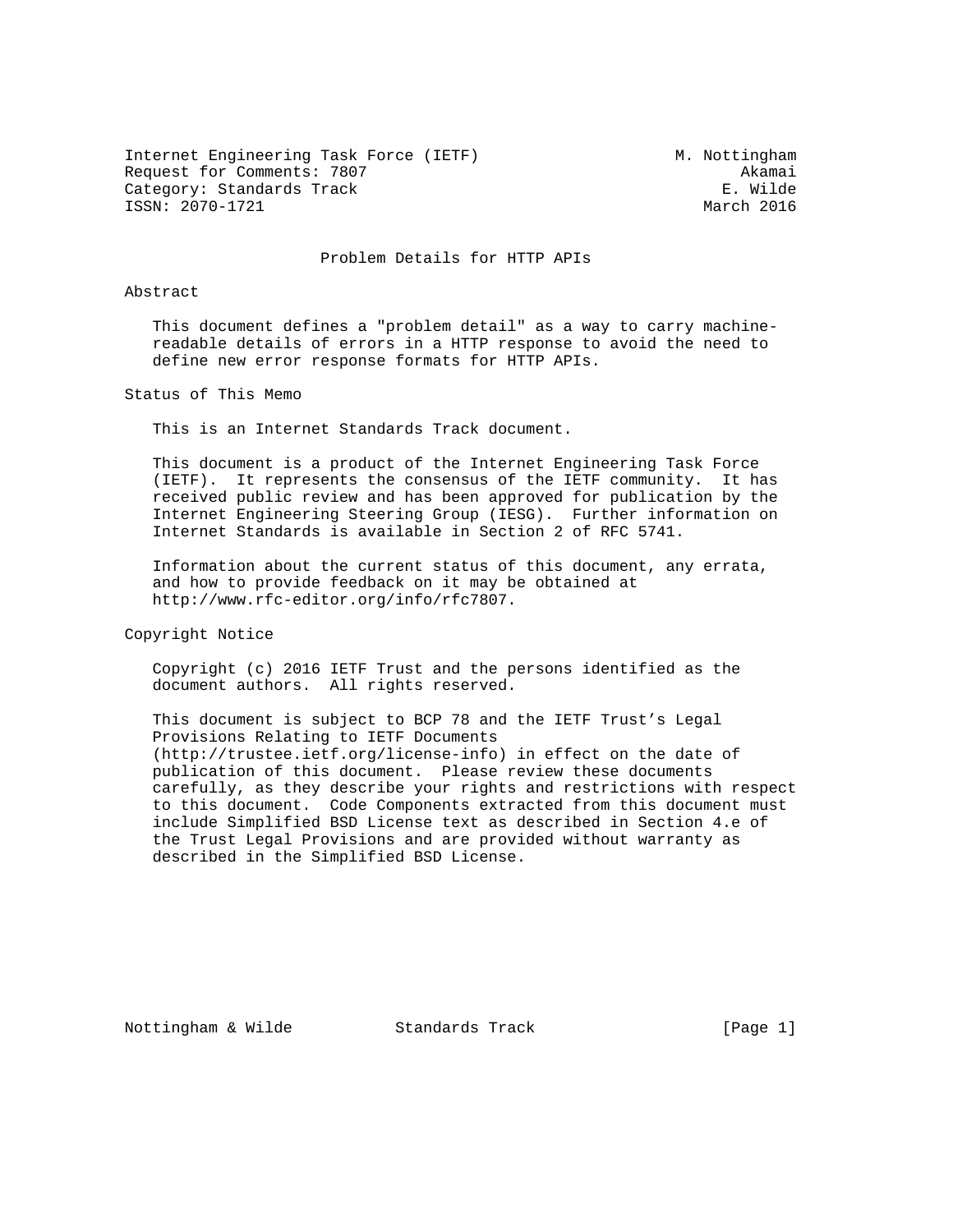Internet Engineering Task Force (IETF) M. Nottingham
Request for Comments: 7807 Akamai
Category: Standards Track E. Wilde
ISSN: 2070-1721 March 2016

# Problem Details for HTTP APIs

## Abstract

This document defines a "problem detail" as a way to carry machine-readable details of errors in a HTTP response to avoid the need to define new error response formats for HTTP APIs.

## Status of This Memo

This is an Internet Standards Track document.

This document is a product of the Internet Engineering Task Force (IETF). It represents the consensus of the IETF community. It has received public review and has been approved for publication by the Internet Engineering Steering Group (IESG). Further information on Internet Standards is available in Section 2 of RFC 5741.

Information about the current status of this document, any errata, and how to provide feedback on it may be obtained at http://www.rfc-editor.org/info/rfc7807.

## Copyright Notice

Copyright (c) 2016 IETF Trust and the persons identified as the document authors. All rights reserved.

This document is subject to BCP 78 and the IETF Trust's Legal Provisions Relating to IETF Documents (http://trustee.ietf.org/license-info) in effect on the date of publication of this document. Please review these documents carefully, as they describe your rights and restrictions with respect to this document. Code Components extracted from this document must include Simplified BSD License text as described in Section 4.e of the Trust Legal Provisions and are provided without warranty as described in the Simplified BSD License.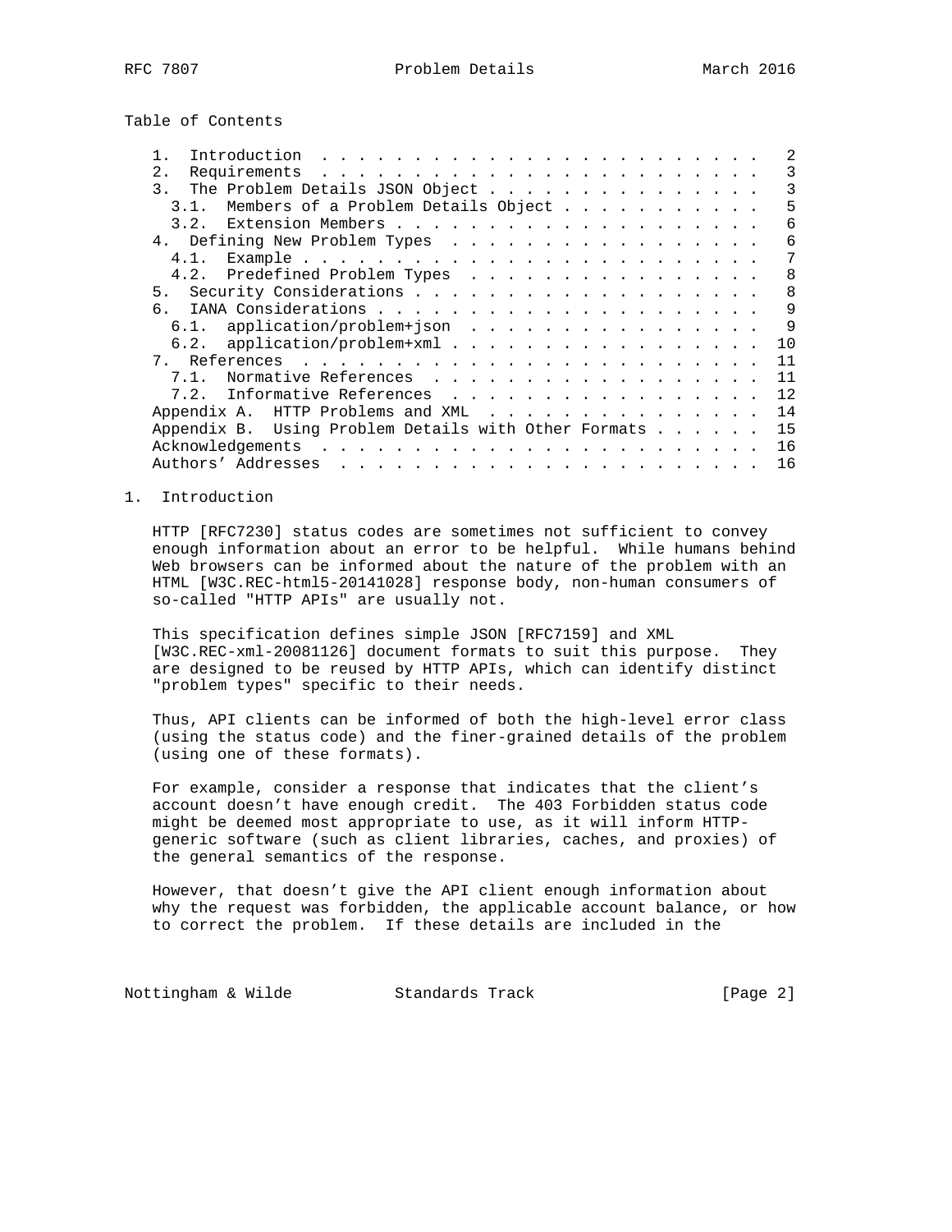Table of Contents

1. Introduction . . . . . . . . . . . . . . . . . . . . . . . . . 2
2. Requirements . . . . . . . . . . . . . . . . . . . . . . . . . 3
3. The Problem Details JSON Object . . . . . . . . . . . . . . . 3
   3.1. Members of a Problem Details Object . . . . . . . . . . . 5
   3.2. Extension Members . . . . . . . . . . . . . . . . . . . . 6
4. Defining New Problem Types . . . . . . . . . . . . . . . . . . 6
   4.1. Example . . . . . . . . . . . . . . . . . . . . . . . . . 7
   4.2. Predefined Problem Types . . . . . . . . . . . . . . . . 8
5. Security Considerations . . . . . . . . . . . . . . . . . . . 8
6. IANA Considerations . . . . . . . . . . . . . . . . . . . . . 9
   6.1. application/problem+json . . . . . . . . . . . . . . . . 9
   6.2. application/problem+xml . . . . . . . . . . . . . . . . . 10
7. References . . . . . . . . . . . . . . . . . . . . . . . . . . 11
   7.1. Normative References . . . . . . . . . . . . . . . . . . 11
   7.2. Informative References . . . . . . . . . . . . . . . . . 12

Appendix A. HTTP Problems and XML . . . . . . . . . . . . . . . 14
Appendix B. Using Problem Details with Other Formats . . . . . . 15
Acknowledgements . . . . . . . . . . . . . . . . . . . . . . . . 16
Authors' Addresses . . . . . . . . . . . . . . . . . . . . . . . 16

# 1. Introduction

HTTP [RFC7230] status codes are sometimes not sufficient to convey enough information about an error to be helpful. While humans behind Web browsers can be informed about the nature of the problem with an HTML [W3C.REC-html5-20141028] response body, non-human consumers of so-called "HTTP APIs" are usually not.

This specification defines simple JSON [RFC7159] and XML [W3C.REC-xml-20081126] document formats to suit this purpose. They are designed to be reused by HTTP APIs, which can identify distinct "problem types" specific to their needs.

Thus, API clients can be informed of both the high-level error class (using the status code) and the finer-grained details of the problem (using one of these formats).

For example, consider a response that indicates that the client's account doesn't have enough credit. The 403 Forbidden status code might be deemed most appropriate to use, as it will inform HTTP-generic software (such as client libraries, caches, and proxies) of the general semantics of the response.

However, that doesn't give the API client enough information about why the request was forbidden, the applicable account balance, or how to correct the problem. If these details are included in the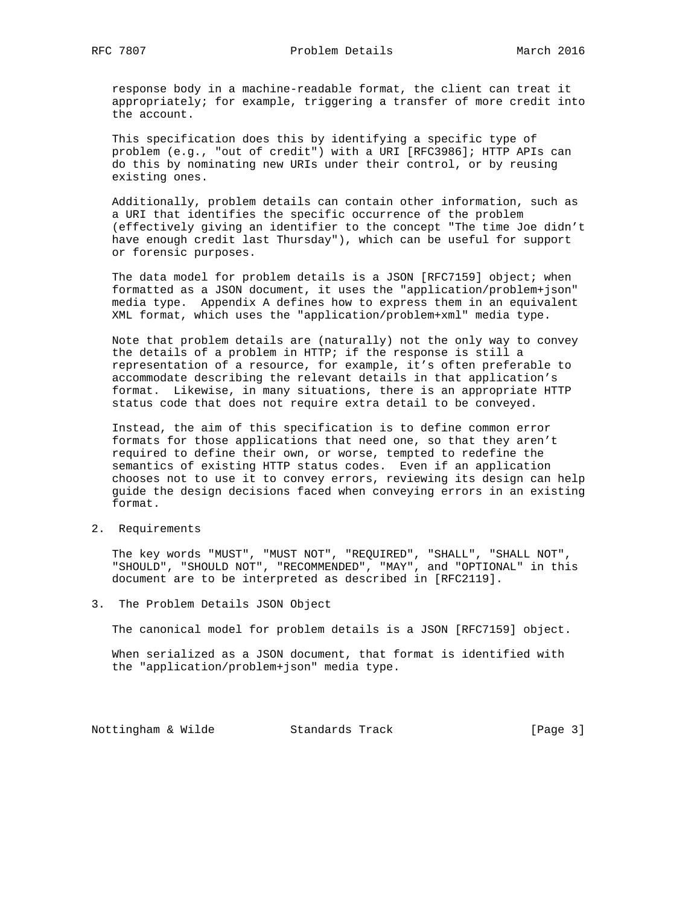response body in a machine-readable format, the client can treat it appropriately; for example, triggering a transfer of more credit into the account.

This specification does this by identifying a specific type of problem (e.g., "out of credit") with a URI [RFC3986]; HTTP APIs can do this by nominating new URIs under their control, or by reusing existing ones.

Additionally, problem details can contain other information, such as a URI that identifies the specific occurrence of the problem (effectively giving an identifier to the concept "The time Joe didn't have enough credit last Thursday"), which can be useful for support or forensic purposes.

The data model for problem details is a JSON [RFC7159] object; when formatted as a JSON document, it uses the "application/problem+json" media type. Appendix A defines how to express them in an equivalent XML format, which uses the "application/problem+xml" media type.

Note that problem details are (naturally) not the only way to convey the details of a problem in HTTP; if the response is still a representation of a resource, for example, it's often preferable to accommodate describing the relevant details in that application's format. Likewise, in many situations, there is an appropriate HTTP status code that does not require extra detail to be conveyed.

Instead, the aim of this specification is to define common error formats for those applications that need one, so that they aren't required to define their own, or worse, tempted to redefine the semantics of existing HTTP status codes. Even if an application chooses not to use it to convey errors, reviewing its design can help guide the design decisions faced when conveying errors in an existing format.

## 2. Requirements

The key words "MUST", "MUST NOT", "REQUIRED", "SHALL", "SHALL NOT", "SHOULD", "SHOULD NOT", "RECOMMENDED", "MAY", and "OPTIONAL" in this document are to be interpreted as described in [RFC2119].

## 3. The Problem Details JSON Object

The canonical model for problem details is a JSON [RFC7159] object.

When serialized as a JSON document, that format is identified with the "application/problem+json" media type.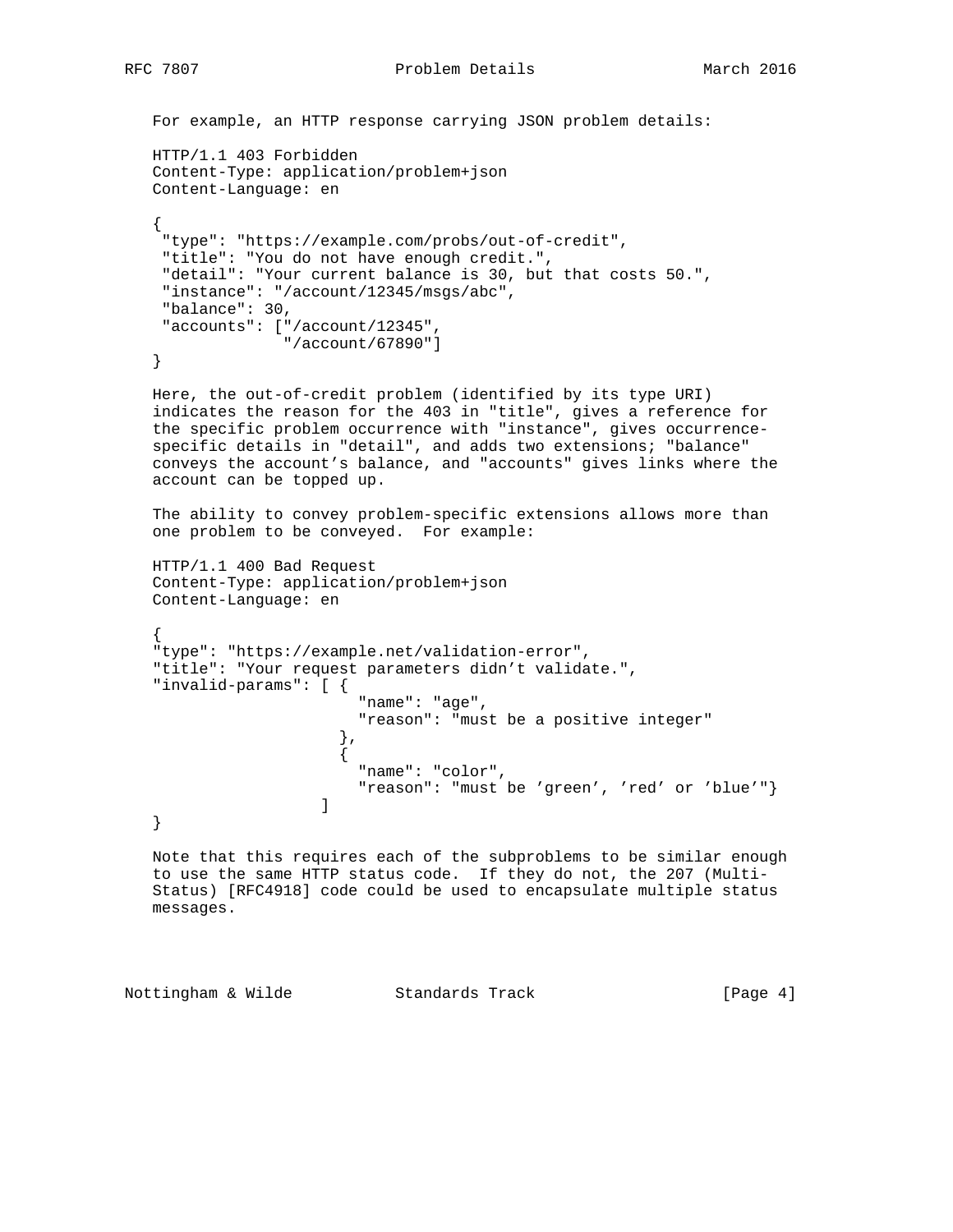For example, an HTTP response carrying JSON problem details:

```
HTTP/1.1 403 Forbidden
Content-Type: application/problem+json
Content-Language: en

{
 "type": "https://example.com/probs/out-of-credit",
 "title": "You do not have enough credit.",
 "detail": "Your current balance is 30, but that costs 50.",
 "instance": "/account/12345/msgs/abc",
 "balance": 30,
 "accounts": ["/account/12345",
              "/account/67890"]
}
```

Here, the out-of-credit problem (identified by its type URI) indicates the reason for the 403 in "title", gives a reference for the specific problem occurrence with "instance", gives occurrence-specific details in "detail", and adds two extensions; "balance" conveys the account's balance, and "accounts" gives links where the account can be topped up.

The ability to convey problem-specific extensions allows more than one problem to be conveyed. For example:

```
HTTP/1.1 400 Bad Request
Content-Type: application/problem+json
Content-Language: en

{
"type": "https://example.net/validation-error",
"title": "Your request parameters didn't validate.",
"invalid-params": [ {
                      "name": "age",
                      "reason": "must be a positive integer"
                    },
                    {
                      "name": "color",
                      "reason": "must be 'green', 'red' or 'blue'"}
                  ]
}
```

Note that this requires each of the subproblems to be similar enough to use the same HTTP status code. If they do not, the 207 (Multi-Status) [RFC4918] code could be used to encapsulate multiple status messages.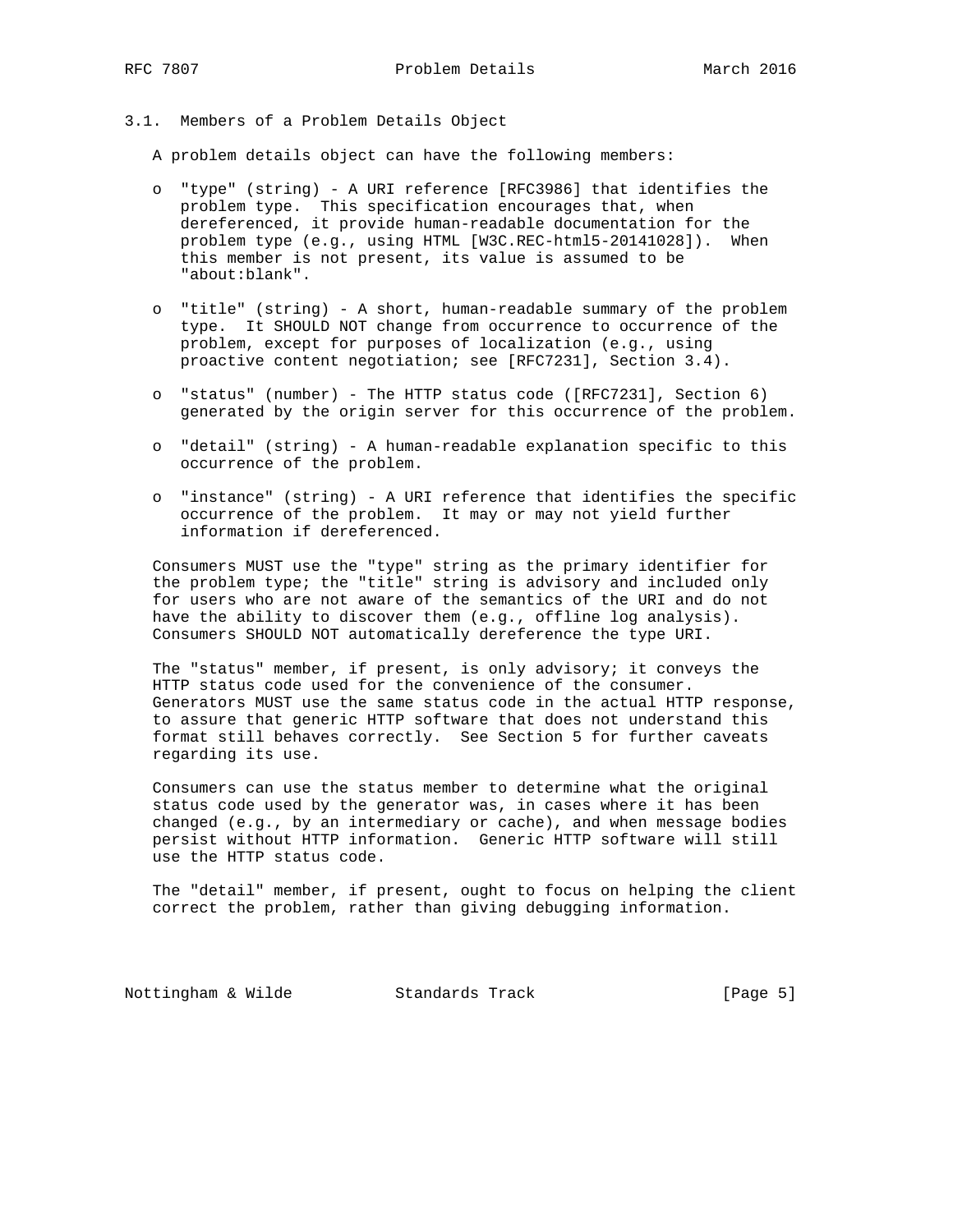### 3.1. Members of a Problem Details Object

A problem details object can have the following members:

- "type" (string) - A URI reference [RFC3986] that identifies the problem type. This specification encourages that, when dereferenced, it provide human-readable documentation for the problem type (e.g., using HTML [W3C.REC-html5-20141028]). When this member is not present, its value is assumed to be "about:blank".

- "title" (string) - A short, human-readable summary of the problem type. It SHOULD NOT change from occurrence to occurrence of the problem, except for purposes of localization (e.g., using proactive content negotiation; see [RFC7231], Section 3.4).

- "status" (number) - The HTTP status code ([RFC7231], Section 6) generated by the origin server for this occurrence of the problem.

- "detail" (string) - A human-readable explanation specific to this occurrence of the problem.

- "instance" (string) - A URI reference that identifies the specific occurrence of the problem. It may or may not yield further information if dereferenced.

Consumers MUST use the "type" string as the primary identifier for the problem type; the "title" string is advisory and included only for users who are not aware of the semantics of the URI and do not have the ability to discover them (e.g., offline log analysis). Consumers SHOULD NOT automatically dereference the type URI.

The "status" member, if present, is only advisory; it conveys the HTTP status code used for the convenience of the consumer. Generators MUST use the same status code in the actual HTTP response, to assure that generic HTTP software that does not understand this format still behaves correctly. See Section 5 for further caveats regarding its use.

Consumers can use the status member to determine what the original status code used by the generator was, in cases where it has been changed (e.g., by an intermediary or cache), and when message bodies persist without HTTP information. Generic HTTP software will still use the HTTP status code.

The "detail" member, if present, ought to focus on helping the client correct the problem, rather than giving debugging information.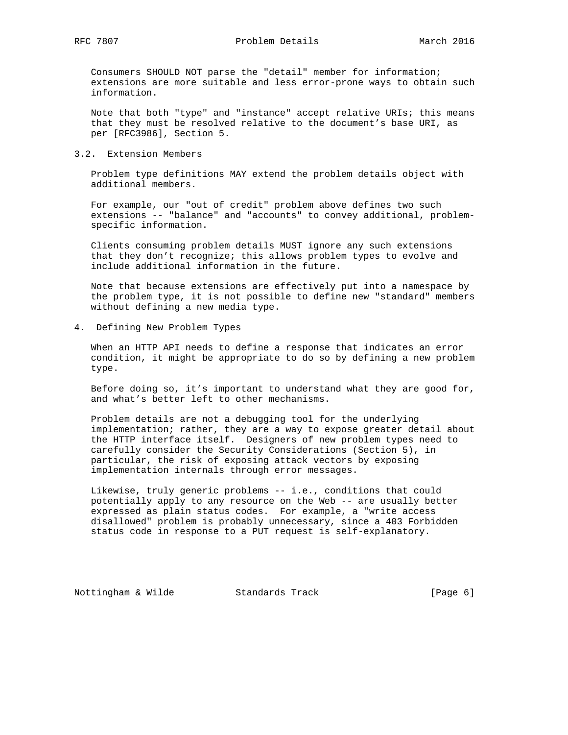Consumers SHOULD NOT parse the "detail" member for information; extensions are more suitable and less error-prone ways to obtain such information.

Note that both "type" and "instance" accept relative URIs; this means that they must be resolved relative to the document's base URI, as per [RFC3986], Section 5.

### 3.2. Extension Members

Problem type definitions MAY extend the problem details object with additional members.

For example, our "out of credit" problem above defines two such extensions -- "balance" and "accounts" to convey additional, problem-specific information.

Clients consuming problem details MUST ignore any such extensions that they don't recognize; this allows problem types to evolve and include additional information in the future.

Note that because extensions are effectively put into a namespace by the problem type, it is not possible to define new "standard" members without defining a new media type.

## 4. Defining New Problem Types

When an HTTP API needs to define a response that indicates an error condition, it might be appropriate to do so by defining a new problem type.

Before doing so, it's important to understand what they are good for, and what's better left to other mechanisms.

Problem details are not a debugging tool for the underlying implementation; rather, they are a way to expose greater detail about the HTTP interface itself. Designers of new problem types need to carefully consider the Security Considerations (Section 5), in particular, the risk of exposing attack vectors by exposing implementation internals through error messages.

Likewise, truly generic problems -- i.e., conditions that could potentially apply to any resource on the Web -- are usually better expressed as plain status codes. For example, a "write access disallowed" problem is probably unnecessary, since a 403 Forbidden status code in response to a PUT request is self-explanatory.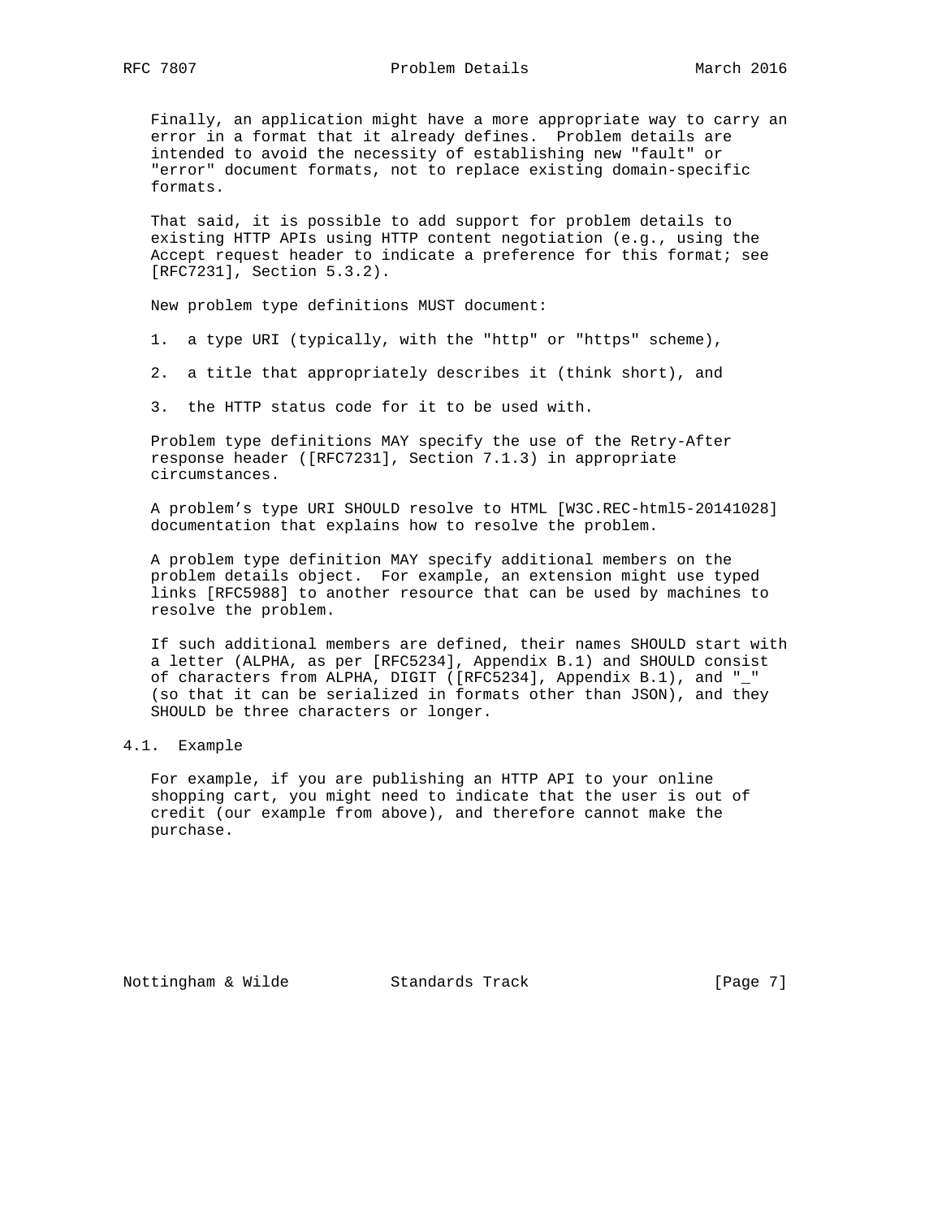Finally, an application might have a more appropriate way to carry an error in a format that it already defines. Problem details are intended to avoid the necessity of establishing new "fault" or "error" document formats, not to replace existing domain-specific formats.

That said, it is possible to add support for problem details to existing HTTP APIs using HTTP content negotiation (e.g., using the Accept request header to indicate a preference for this format; see [RFC7231], Section 5.3.2).

New problem type definitions MUST document:

1. a type URI (typically, with the "http" or "https" scheme),

2. a title that appropriately describes it (think short), and

3. the HTTP status code for it to be used with.

Problem type definitions MAY specify the use of the Retry-After response header ([RFC7231], Section 7.1.3) in appropriate circumstances.

A problem's type URI SHOULD resolve to HTML [W3C.REC-html5-20141028] documentation that explains how to resolve the problem.

A problem type definition MAY specify additional members on the problem details object. For example, an extension might use typed links [RFC5988] to another resource that can be used by machines to resolve the problem.

If such additional members are defined, their names SHOULD start with a letter (ALPHA, as per [RFC5234], Appendix B.1) and SHOULD consist of characters from ALPHA, DIGIT ([RFC5234], Appendix B.1), and "_" (so that it can be serialized in formats other than JSON), and they SHOULD be three characters or longer.

## 4.1. Example

For example, if you are publishing an HTTP API to your online shopping cart, you might need to indicate that the user is out of credit (our example from above), and therefore cannot make the purchase.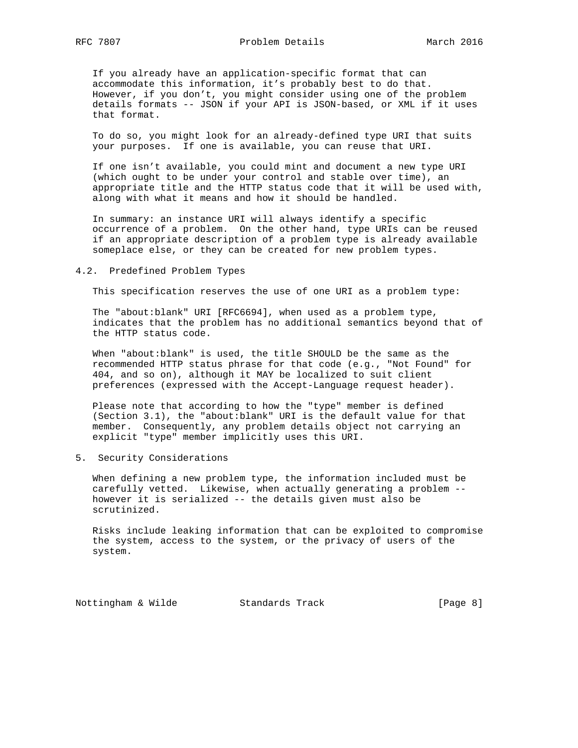If you already have an application-specific format that can accommodate this information, it's probably best to do that. However, if you don't, you might consider using one of the problem details formats -- JSON if your API is JSON-based, or XML if it uses that format.

To do so, you might look for an already-defined type URI that suits your purposes. If one is available, you can reuse that URI.

If one isn't available, you could mint and document a new type URI (which ought to be under your control and stable over time), an appropriate title and the HTTP status code that it will be used with, along with what it means and how it should be handled.

In summary: an instance URI will always identify a specific occurrence of a problem. On the other hand, type URIs can be reused if an appropriate description of a problem type is already available someplace else, or they can be created for new problem types.

### 4.2. Predefined Problem Types

This specification reserves the use of one URI as a problem type:

The "about:blank" URI [RFC6694], when used as a problem type, indicates that the problem has no additional semantics beyond that of the HTTP status code.

When "about:blank" is used, the title SHOULD be the same as the recommended HTTP status phrase for that code (e.g., "Not Found" for 404, and so on), although it MAY be localized to suit client preferences (expressed with the Accept-Language request header).

Please note that according to how the "type" member is defined (Section 3.1), the "about:blank" URI is the default value for that member. Consequently, any problem details object not carrying an explicit "type" member implicitly uses this URI.

## 5. Security Considerations

When defining a new problem type, the information included must be carefully vetted. Likewise, when actually generating a problem -- however it is serialized -- the details given must also be scrutinized.

Risks include leaking information that can be exploited to compromise the system, access to the system, or the privacy of users of the system.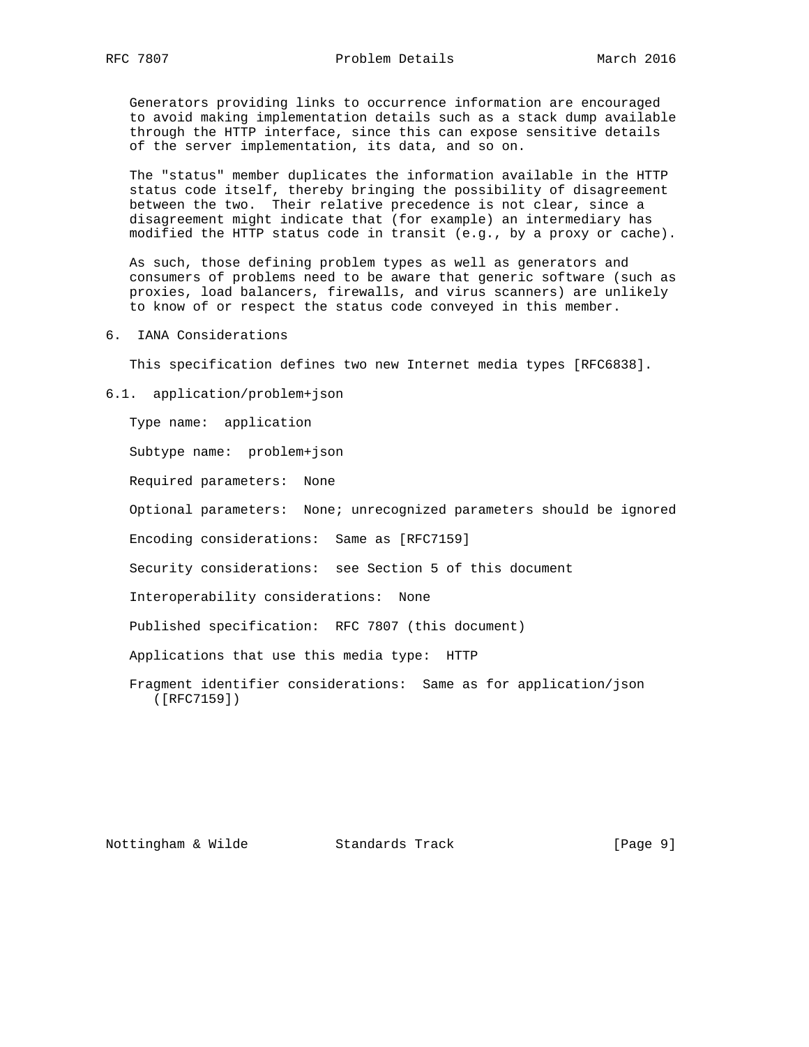Generators providing links to occurrence information are encouraged to avoid making implementation details such as a stack dump available through the HTTP interface, since this can expose sensitive details of the server implementation, its data, and so on.

The "status" member duplicates the information available in the HTTP status code itself, thereby bringing the possibility of disagreement between the two. Their relative precedence is not clear, since a disagreement might indicate that (for example) an intermediary has modified the HTTP status code in transit (e.g., by a proxy or cache).

As such, those defining problem types as well as generators and consumers of problems need to be aware that generic software (such as proxies, load balancers, firewalls, and virus scanners) are unlikely to know of or respect the status code conveyed in this member.

## 6. IANA Considerations

This specification defines two new Internet media types [RFC6838].

### 6.1. application/problem+json

Type name: application

Subtype name: problem+json

Required parameters: None

Optional parameters: None; unrecognized parameters should be ignored

Encoding considerations: Same as [RFC7159]

Security considerations: see Section 5 of this document

Interoperability considerations: None

Published specification: RFC 7807 (this document)

Applications that use this media type: HTTP

Fragment identifier considerations: Same as for application/json ([RFC7159])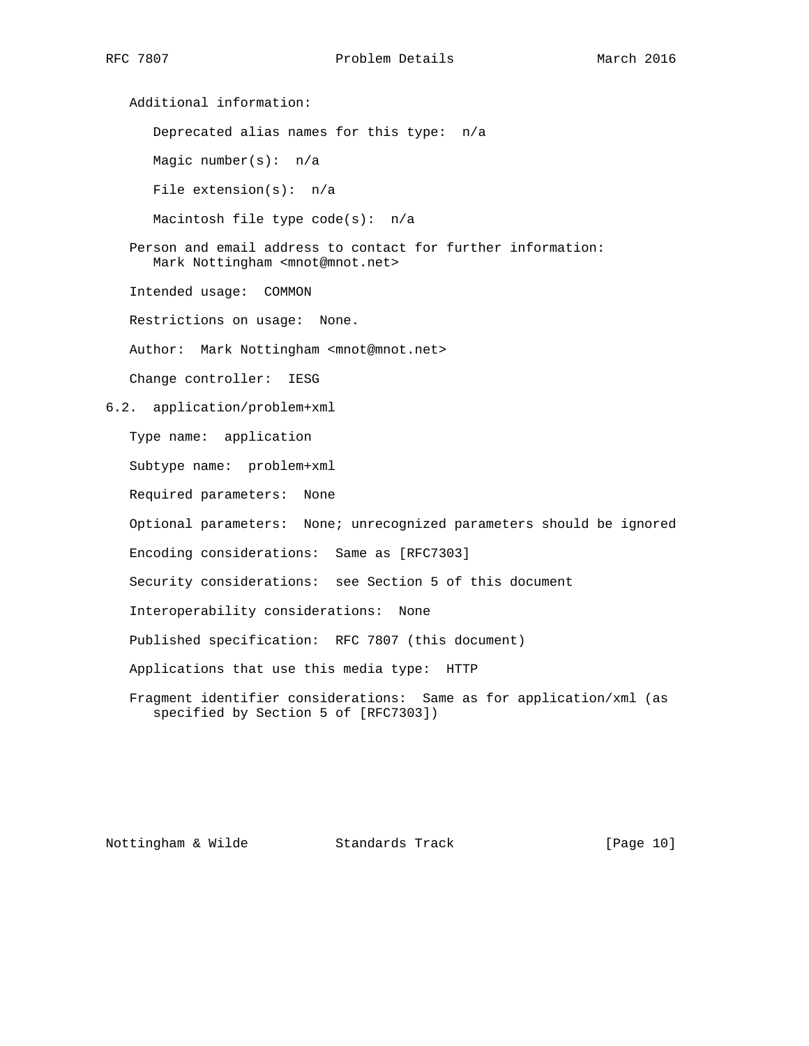Additional information:

Deprecated alias names for this type: n/a

Magic number(s): n/a

File extension(s): n/a

Macintosh file type code(s): n/a

Person and email address to contact for further information:
Mark Nottingham <mnot@mnot.net>

Intended usage: COMMON

Restrictions on usage: None.

Author: Mark Nottingham <mnot@mnot.net>

Change controller: IESG

## 6.2. application/problem+xml

Type name: application

Subtype name: problem+xml

Required parameters: None

Optional parameters: None; unrecognized parameters should be ignored

Encoding considerations: Same as [RFC7303]

Security considerations: see Section 5 of this document

Interoperability considerations: None

Published specification: RFC 7807 (this document)

Applications that use this media type: HTTP

Fragment identifier considerations: Same as for application/xml (as specified by Section 5 of [RFC7303])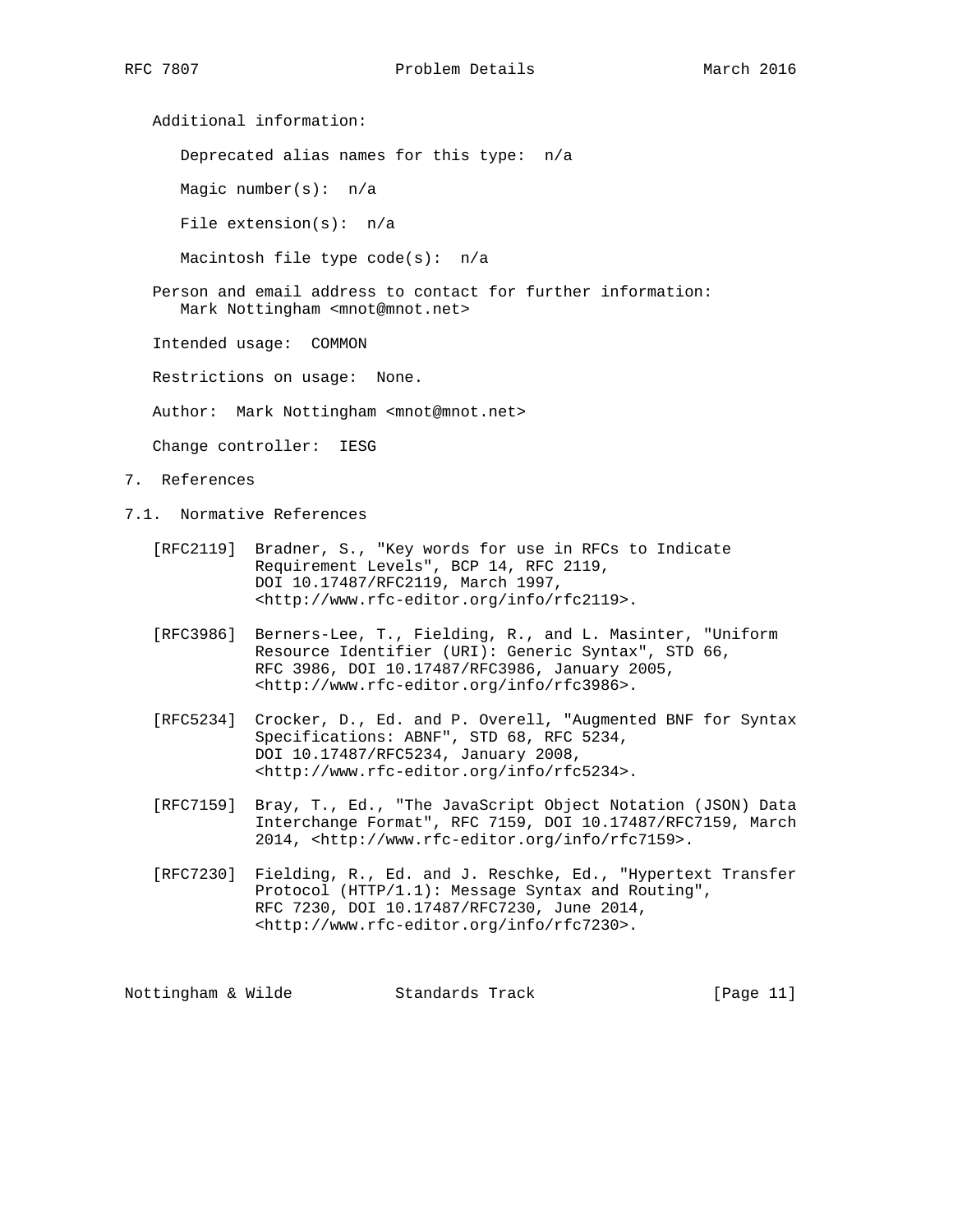Additional information:

Deprecated alias names for this type: n/a

Magic number(s): n/a

File extension(s): n/a

Macintosh file type code(s): n/a

Person and email address to contact for further information:
Mark Nottingham <mnot@mnot.net>

Intended usage: COMMON

Restrictions on usage: None.

Author: Mark Nottingham <mnot@mnot.net>

Change controller: IESG

# 7. References

## 7.1. Normative References

[RFC2119] Bradner, S., "Key words for use in RFCs to Indicate Requirement Levels", BCP 14, RFC 2119, DOI 10.17487/RFC2119, March 1997, <http://www.rfc-editor.org/info/rfc2119>.

[RFC3986] Berners-Lee, T., Fielding, R., and L. Masinter, "Uniform Resource Identifier (URI): Generic Syntax", STD 66, RFC 3986, DOI 10.17487/RFC3986, January 2005, <http://www.rfc-editor.org/info/rfc3986>.

[RFC5234] Crocker, D., Ed. and P. Overell, "Augmented BNF for Syntax Specifications: ABNF", STD 68, RFC 5234, DOI 10.17487/RFC5234, January 2008, <http://www.rfc-editor.org/info/rfc5234>.

[RFC7159] Bray, T., Ed., "The JavaScript Object Notation (JSON) Data Interchange Format", RFC 7159, DOI 10.17487/RFC7159, March 2014, <http://www.rfc-editor.org/info/rfc7159>.

[RFC7230] Fielding, R., Ed. and J. Reschke, Ed., "Hypertext Transfer Protocol (HTTP/1.1): Message Syntax and Routing", RFC 7230, DOI 10.17487/RFC7230, June 2014, <http://www.rfc-editor.org/info/rfc7230>.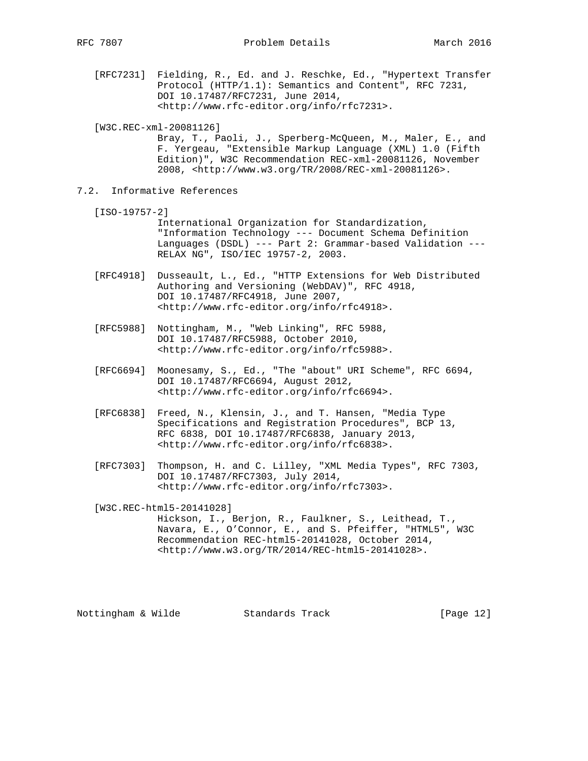[RFC7231] Fielding, R., Ed. and J. Reschke, Ed., "Hypertext Transfer Protocol (HTTP/1.1): Semantics and Content", RFC 7231, DOI 10.17487/RFC7231, June 2014, <http://www.rfc-editor.org/info/rfc7231>.

[W3C.REC-xml-20081126] Bray, T., Paoli, J., Sperberg-McQueen, M., Maler, E., and F. Yergeau, "Extensible Markup Language (XML) 1.0 (Fifth Edition)", W3C Recommendation REC-xml-20081126, November 2008, <http://www.w3.org/TR/2008/REC-xml-20081126>.

## 7.2. Informative References

[ISO-19757-2] International Organization for Standardization, "Information Technology --- Document Schema Definition Languages (DSDL) --- Part 2: Grammar-based Validation --- RELAX NG", ISO/IEC 19757-2, 2003.

[RFC4918] Dusseault, L., Ed., "HTTP Extensions for Web Distributed Authoring and Versioning (WebDAV)", RFC 4918, DOI 10.17487/RFC4918, June 2007, <http://www.rfc-editor.org/info/rfc4918>.

[RFC5988] Nottingham, M., "Web Linking", RFC 5988, DOI 10.17487/RFC5988, October 2010, <http://www.rfc-editor.org/info/rfc5988>.

[RFC6694] Moonesamy, S., Ed., "The "about" URI Scheme", RFC 6694, DOI 10.17487/RFC6694, August 2012, <http://www.rfc-editor.org/info/rfc6694>.

[RFC6838] Freed, N., Klensin, J., and T. Hansen, "Media Type Specifications and Registration Procedures", BCP 13, RFC 6838, DOI 10.17487/RFC6838, January 2013, <http://www.rfc-editor.org/info/rfc6838>.

[RFC7303] Thompson, H. and C. Lilley, "XML Media Types", RFC 7303, DOI 10.17487/RFC7303, July 2014, <http://www.rfc-editor.org/info/rfc7303>.

[W3C.REC-html5-20141028] Hickson, I., Berjon, R., Faulkner, S., Leithead, T., Navara, E., O'Connor, E., and S. Pfeiffer, "HTML5", W3C Recommendation REC-html5-20141028, October 2014, <http://www.w3.org/TR/2014/REC-html5-20141028>.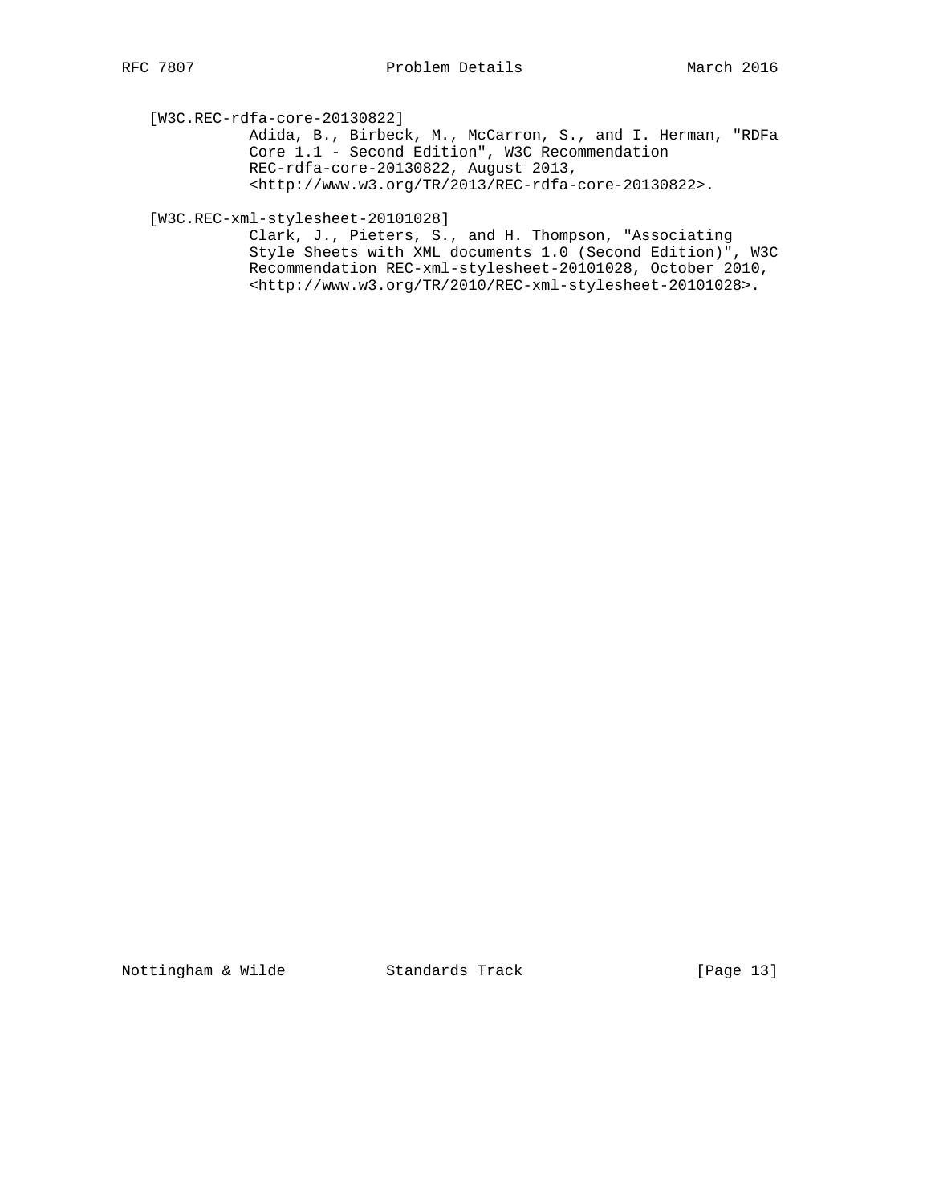[W3C.REC-rdfa-core-20130822]
Adida, B., Birbeck, M., McCarron, S., and I. Herman, "RDFa Core 1.1 - Second Edition", W3C Recommendation REC-rdfa-core-20130822, August 2013, <http://www.w3.org/TR/2013/REC-rdfa-core-20130822>.

[W3C.REC-xml-stylesheet-20101028]
Clark, J., Pieters, S., and H. Thompson, "Associating Style Sheets with XML documents 1.0 (Second Edition)", W3C Recommendation REC-xml-stylesheet-20101028, October 2010, <http://www.w3.org/TR/2010/REC-xml-stylesheet-20101028>.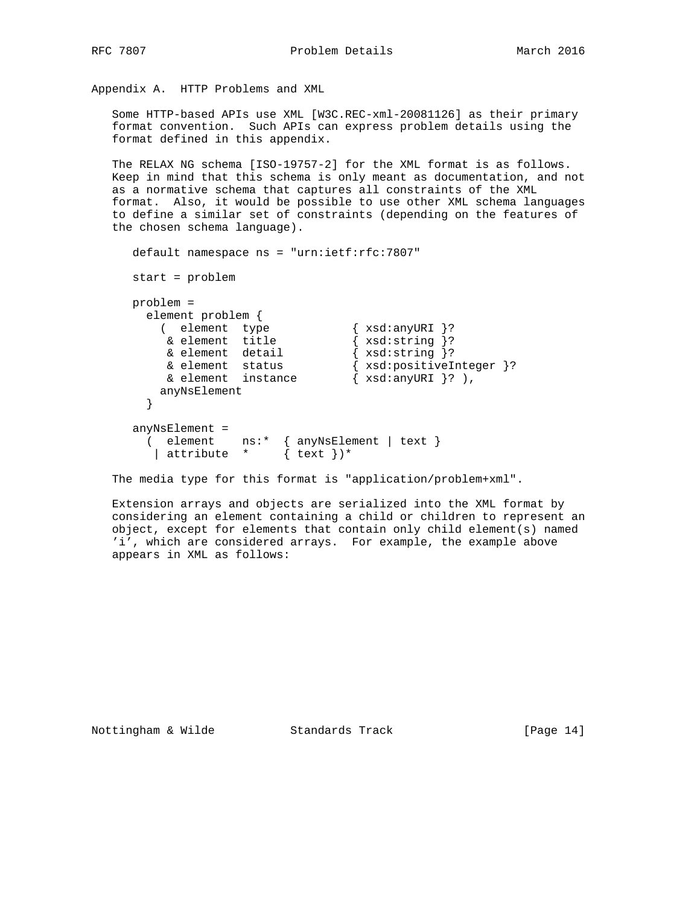# Appendix A. HTTP Problems and XML

Some HTTP-based APIs use XML [W3C.REC-xml-20081126] as their primary format convention. Such APIs can express problem details using the format defined in this appendix.

The RELAX NG schema [ISO-19757-2] for the XML format is as follows. Keep in mind that this schema is only meant as documentation, and not as a normative schema that captures all constraints of the XML format. Also, it would be possible to use other XML schema languages to define a similar set of constraints (depending on the features of the chosen schema language).

```
default namespace ns = "urn:ietf:rfc:7807"

start = problem

problem =
  element problem {
    (  element  type            { xsd:anyURI }?
     & element  title           { xsd:string }?
     & element  detail          { xsd:string }?
     & element  status          { xsd:positiveInteger }?
     & element  instance        { xsd:anyURI }? ),
    anyNsElement
  }

anyNsElement =
  (  element    ns:*  { anyNsElement | text }
   | attribute  *     { text })*
```

The media type for this format is "application/problem+xml".

Extension arrays and objects are serialized into the XML format by considering an element containing a child or children to represent an object, except for elements that contain only child element(s) named 'i', which are considered arrays. For example, the example above appears in XML as follows: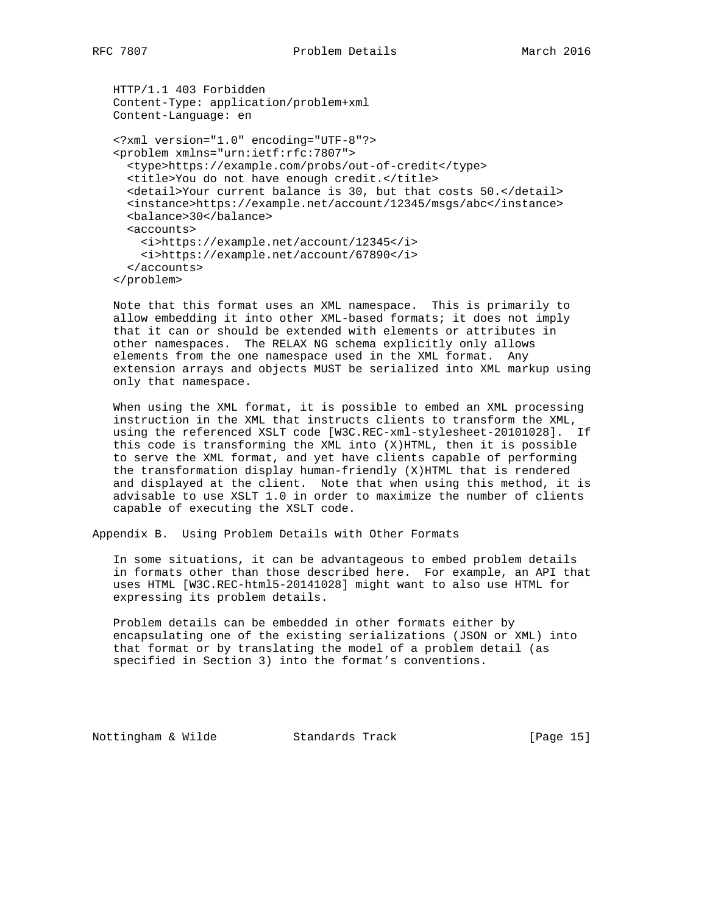```
HTTP/1.1 403 Forbidden
Content-Type: application/problem+xml
Content-Language: en

<?xml version="1.0" encoding="UTF-8"?>
<problem xmlns="urn:ietf:rfc:7807">
  <type>https://example.com/probs/out-of-credit</type>
  <title>You do not have enough credit.</title>
  <detail>Your current balance is 30, but that costs 50.</detail>
  <instance>https://example.net/account/12345/msgs/abc</instance>
  <balance>30</balance>
  <accounts>
    <i>https://example.net/account/12345</i>
    <i>https://example.net/account/67890</i>
  </accounts>
</problem>
```

Note that this format uses an XML namespace. This is primarily to allow embedding it into other XML-based formats; it does not imply that it can or should be extended with elements or attributes in other namespaces. The RELAX NG schema explicitly only allows elements from the one namespace used in the XML format. Any extension arrays and objects MUST be serialized into XML markup using only that namespace.

When using the XML format, it is possible to embed an XML processing instruction in the XML that instructs clients to transform the XML, using the referenced XSLT code [W3C.REC-xml-stylesheet-20101028]. If this code is transforming the XML into (X)HTML, then it is possible to serve the XML format, and yet have clients capable of performing the transformation display human-friendly (X)HTML that is rendered and displayed at the client. Note that when using this method, it is advisable to use XSLT 1.0 in order to maximize the number of clients capable of executing the XSLT code.

## Appendix B. Using Problem Details with Other Formats

In some situations, it can be advantageous to embed problem details in formats other than those described here. For example, an API that uses HTML [W3C.REC-html5-20141028] might want to also use HTML for expressing its problem details.

Problem details can be embedded in other formats either by encapsulating one of the existing serializations (JSON or XML) into that format or by translating the model of a problem detail (as specified in Section 3) into the format's conventions.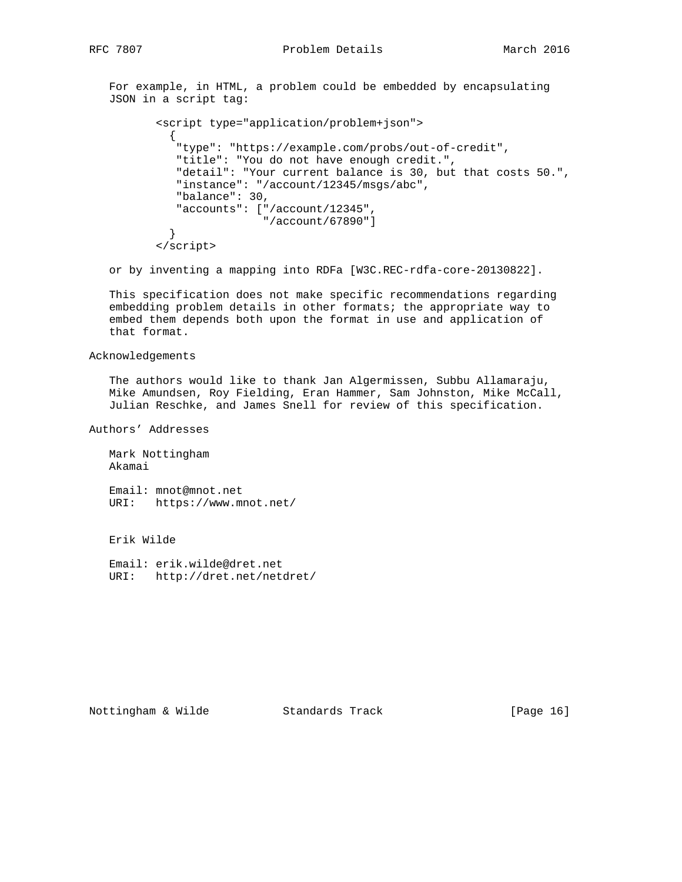For example, in HTML, a problem could be embedded by encapsulating JSON in a script tag:

```
<script type="application/problem+json">
  {
   "type": "https://example.com/probs/out-of-credit",
   "title": "You do not have enough credit.",
   "detail": "Your current balance is 30, but that costs 50.",
   "instance": "/account/12345/msgs/abc",
   "balance": 30,
   "accounts": ["/account/12345",
                "/account/67890"]
  }
</script>
```

or by inventing a mapping into RDFa [W3C.REC-rdfa-core-20130822].

This specification does not make specific recommendations regarding embedding problem details in other formats; the appropriate way to embed them depends both upon the format in use and application of that format.

## Acknowledgements

The authors would like to thank Jan Algermissen, Subbu Allamaraju, Mike Amundsen, Roy Fielding, Eran Hammer, Sam Johnston, Mike McCall, Julian Reschke, and James Snell for review of this specification.

## Authors' Addresses

Mark Nottingham
Akamai

Email: mnot@mnot.net
URI:   https://www.mnot.net/

Erik Wilde

Email: erik.wilde@dret.net
URI:   http://dret.net/netdret/